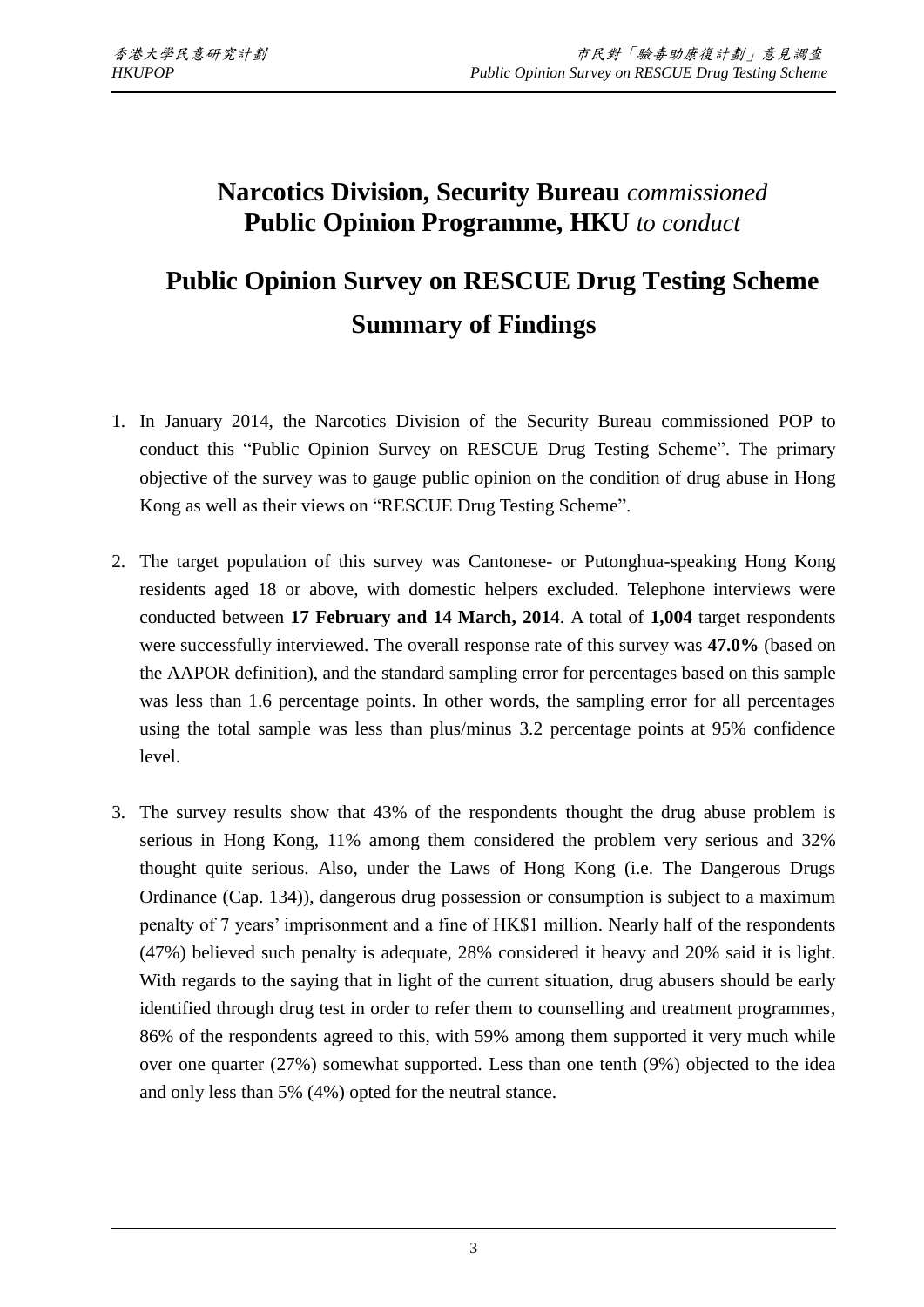**Narcotics Division, Security Bureau** *commissioned*
**Public Opinion Programme, HKU** *to conduct*

# Public Opinion Survey on RESCUE Drug Testing Scheme

## Summary of Findings

1. In January 2014, the Narcotics Division of the Security Bureau commissioned POP to conduct this "Public Opinion Survey on RESCUE Drug Testing Scheme". The primary objective of the survey was to gauge public opinion on the condition of drug abuse in Hong Kong as well as their views on "RESCUE Drug Testing Scheme".

2. The target population of this survey was Cantonese- or Putonghua-speaking Hong Kong residents aged 18 or above, with domestic helpers excluded. Telephone interviews were conducted between **17 February and 14 March, 2014**. A total of **1,004** target respondents were successfully interviewed. The overall response rate of this survey was **47.0%** (based on the AAPOR definition), and the standard sampling error for percentages based on this sample was less than 1.6 percentage points. In other words, the sampling error for all percentages using the total sample was less than plus/minus 3.2 percentage points at 95% confidence level.

3. The survey results show that 43% of the respondents thought the drug abuse problem is serious in Hong Kong, 11% among them considered the problem very serious and 32% thought quite serious. Also, under the Laws of Hong Kong (i.e. The Dangerous Drugs Ordinance (Cap. 134)), dangerous drug possession or consumption is subject to a maximum penalty of 7 years' imprisonment and a fine of HK$1 million. Nearly half of the respondents (47%) believed such penalty is adequate, 28% considered it heavy and 20% said it is light. With regards to the saying that in light of the current situation, drug abusers should be early identified through drug test in order to refer them to counselling and treatment programmes, 86% of the respondents agreed to this, with 59% among them supported it very much while over one quarter (27%) somewhat supported. Less than one tenth (9%) objected to the idea and only less than 5% (4%) opted for the neutral stance.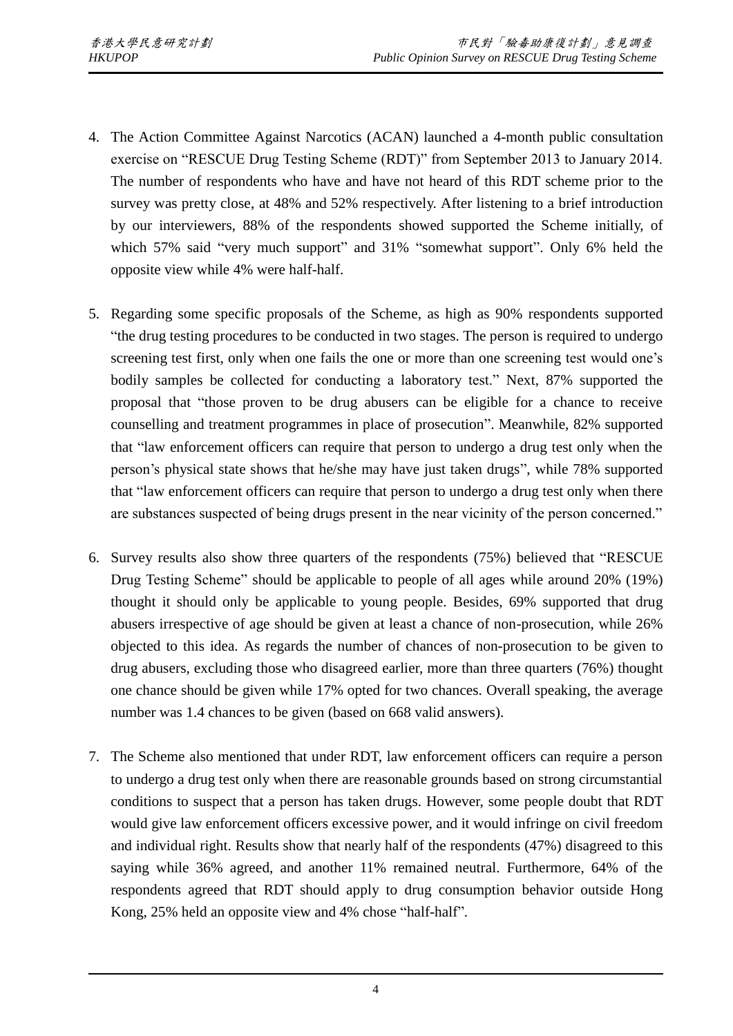4. The Action Committee Against Narcotics (ACAN) launched a 4-month public consultation exercise on "RESCUE Drug Testing Scheme (RDT)" from September 2013 to January 2014. The number of respondents who have and have not heard of this RDT scheme prior to the survey was pretty close, at 48% and 52% respectively. After listening to a brief introduction by our interviewers, 88% of the respondents showed supported the Scheme initially, of which 57% said "very much support" and 31% "somewhat support". Only 6% held the opposite view while 4% were half-half.

5. Regarding some specific proposals of the Scheme, as high as 90% respondents supported "the drug testing procedures to be conducted in two stages. The person is required to undergo screening test first, only when one fails the one or more than one screening test would one's bodily samples be collected for conducting a laboratory test." Next, 87% supported the proposal that "those proven to be drug abusers can be eligible for a chance to receive counselling and treatment programmes in place of prosecution". Meanwhile, 82% supported that "law enforcement officers can require that person to undergo a drug test only when the person's physical state shows that he/she may have just taken drugs", while 78% supported that "law enforcement officers can require that person to undergo a drug test only when there are substances suspected of being drugs present in the near vicinity of the person concerned."

6. Survey results also show three quarters of the respondents (75%) believed that "RESCUE Drug Testing Scheme" should be applicable to people of all ages while around 20% (19%) thought it should only be applicable to young people. Besides, 69% supported that drug abusers irrespective of age should be given at least a chance of non-prosecution, while 26% objected to this idea. As regards the number of chances of non-prosecution to be given to drug abusers, excluding those who disagreed earlier, more than three quarters (76%) thought one chance should be given while 17% opted for two chances. Overall speaking, the average number was 1.4 chances to be given (based on 668 valid answers).

7. The Scheme also mentioned that under RDT, law enforcement officers can require a person to undergo a drug test only when there are reasonable grounds based on strong circumstantial conditions to suspect that a person has taken drugs. However, some people doubt that RDT would give law enforcement officers excessive power, and it would infringe on civil freedom and individual right. Results show that nearly half of the respondents (47%) disagreed to this saying while 36% agreed, and another 11% remained neutral. Furthermore, 64% of the respondents agreed that RDT should apply to drug consumption behavior outside Hong Kong, 25% held an opposite view and 4% chose "half-half".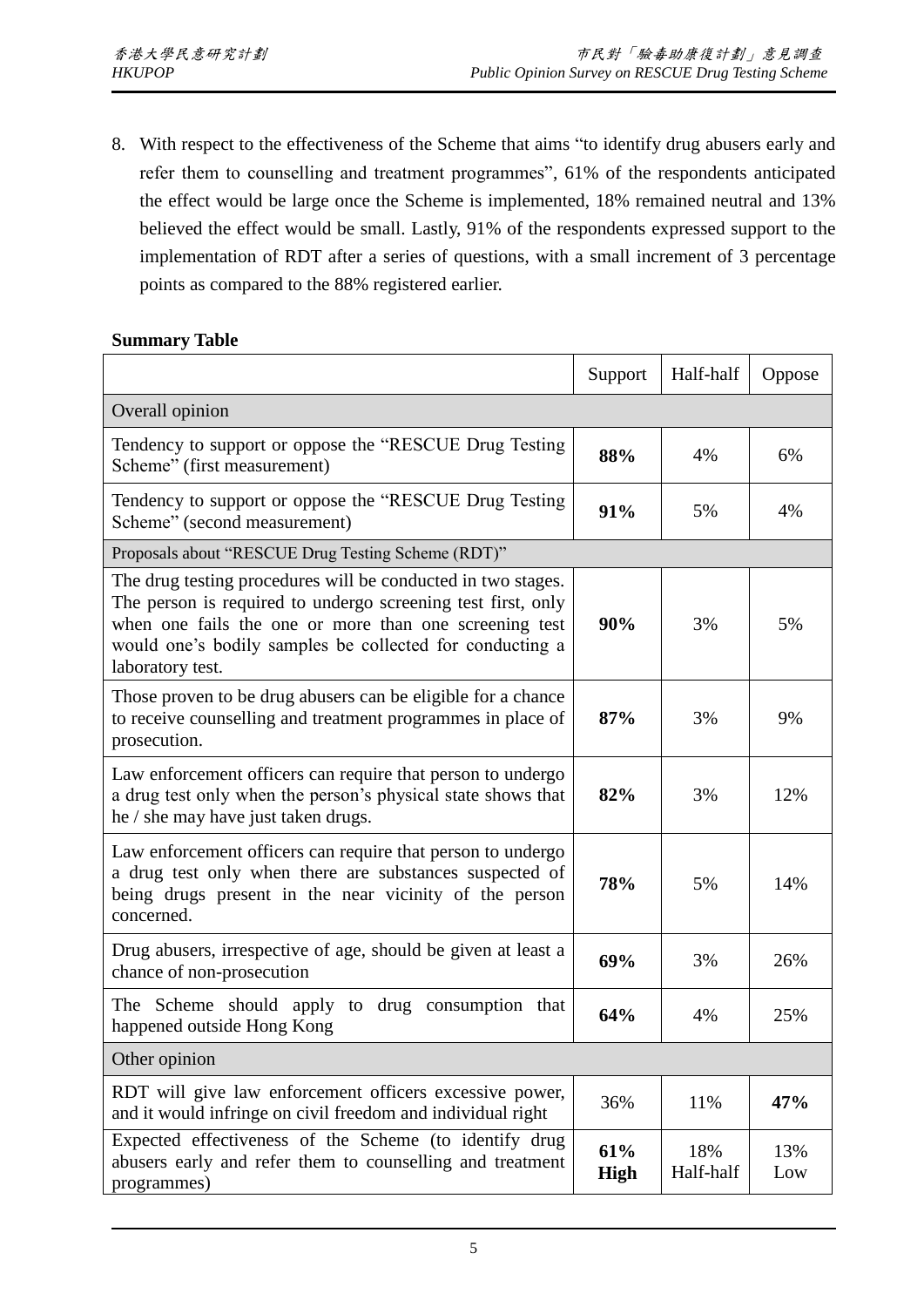8. With respect to the effectiveness of the Scheme that aims "to identify drug abusers early and refer them to counselling and treatment programmes", 61% of the respondents anticipated the effect would be large once the Scheme is implemented, 18% remained neutral and 13% believed the effect would be small. Lastly, 91% of the respondents expressed support to the implementation of RDT after a series of questions, with a small increment of 3 percentage points as compared to the 88% registered earlier.

**Summary Table**

| | Support | Half-half | Oppose |
|---|---|---|---|
| Overall opinion | | | |
| Tendency to support or oppose the "RESCUE Drug Testing Scheme" (first measurement) | **88%** | 4% | 6% |
| Tendency to support or oppose the "RESCUE Drug Testing Scheme" (second measurement) | **91%** | 5% | 4% |
| Proposals about "RESCUE Drug Testing Scheme (RDT)" | | | |
| The drug testing procedures will be conducted in two stages. The person is required to undergo screening test first, only when one fails the one or more than one screening test would one's bodily samples be collected for conducting a laboratory test. | **90%** | 3% | 5% |
| Those proven to be drug abusers can be eligible for a chance to receive counselling and treatment programmes in place of prosecution. | **87%** | 3% | 9% |
| Law enforcement officers can require that person to undergo a drug test only when the person's physical state shows that he / she may have just taken drugs. | **82%** | 3% | 12% |
| Law enforcement officers can require that person to undergo a drug test only when there are substances suspected of being drugs present in the near vicinity of the person concerned. | **78%** | 5% | 14% |
| Drug abusers, irrespective of age, should be given at least a chance of non-prosecution | **69%** | 3% | 26% |
| The Scheme should apply to drug consumption that happened outside Hong Kong | **64%** | 4% | 25% |
| Other opinion | | | |
| RDT will give law enforcement officers excessive power, and it would infringe on civil freedom and individual right | 36% | 11% | **47%** |
| Expected effectiveness of the Scheme (to identify drug abusers early and refer them to counselling and treatment programmes) | **61% High** | 18% Half-half | 13% Low |